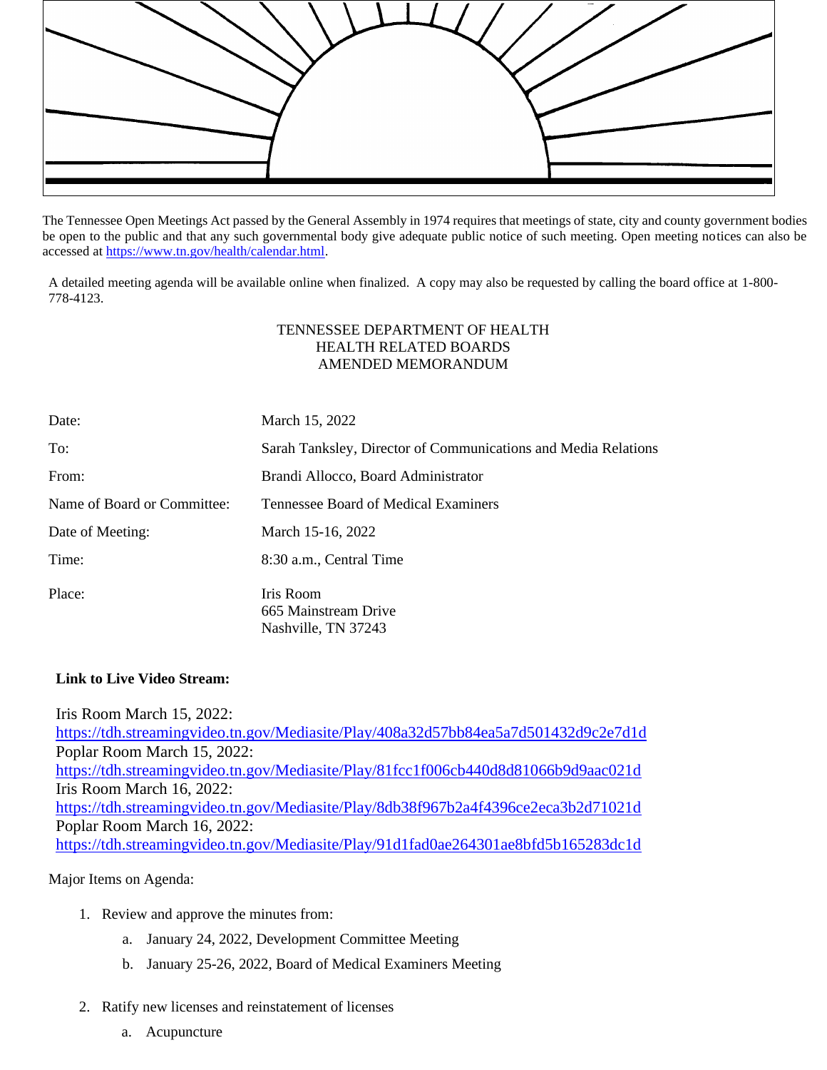The Tennessee Open Meetings Act passed by the General Assembly in 1974 requires that meetings of state, city and county government bodies be open to the public and that any such governmental body give adequate public notice of such meeting. Open meeting notices can also be accessed at https://www.tn.gov/health/calendar.html.

A detailed meeting agenda will be available online when finalized. A copy may also be requested by calling the board office at 1-800-778-4123.

TENNESSEE DEPARTMENT OF HEALTH
HEALTH RELATED BOARDS
AMENDED MEMORANDUM

| | |
|---|---|
| Date: | March 15, 2022 |
| To: | Sarah Tanksley, Director of Communications and Media Relations |
| From: | Brandi Allocco, Board Administrator |
| Name of Board or Committee: | Tennessee Board of Medical Examiners |
| Date of Meeting: | March 15-16, 2022 |
| Time: | 8:30 a.m., Central Time |
| Place: | Iris Room<br>665 Mainstream Drive<br>Nashville, TN 37243 |

**Link to Live Video Stream:**

Iris Room March 15, 2022:
https://tdh.streamingvideo.tn.gov/Mediasite/Play/408a32d57bb84ea5a7d501432d9c2e7d1d
Poplar Room March 15, 2022:
https://tdh.streamingvideo.tn.gov/Mediasite/Play/81fcc1f006cb440d8d81066b9d9aac021d
Iris Room March 16, 2022:
https://tdh.streamingvideo.tn.gov/Mediasite/Play/8db38f967b2a4f4396ce2eca3b2d71021d
Poplar Room March 16, 2022:
https://tdh.streamingvideo.tn.gov/Mediasite/Play/91d1fad0ae264301ae8bfd5b165283dc1d

Major Items on Agenda:

1. Review and approve the minutes from:
   a. January 24, 2022, Development Committee Meeting
   b. January 25-26, 2022, Board of Medical Examiners Meeting

2. Ratify new licenses and reinstatement of licenses
   a. Acupuncture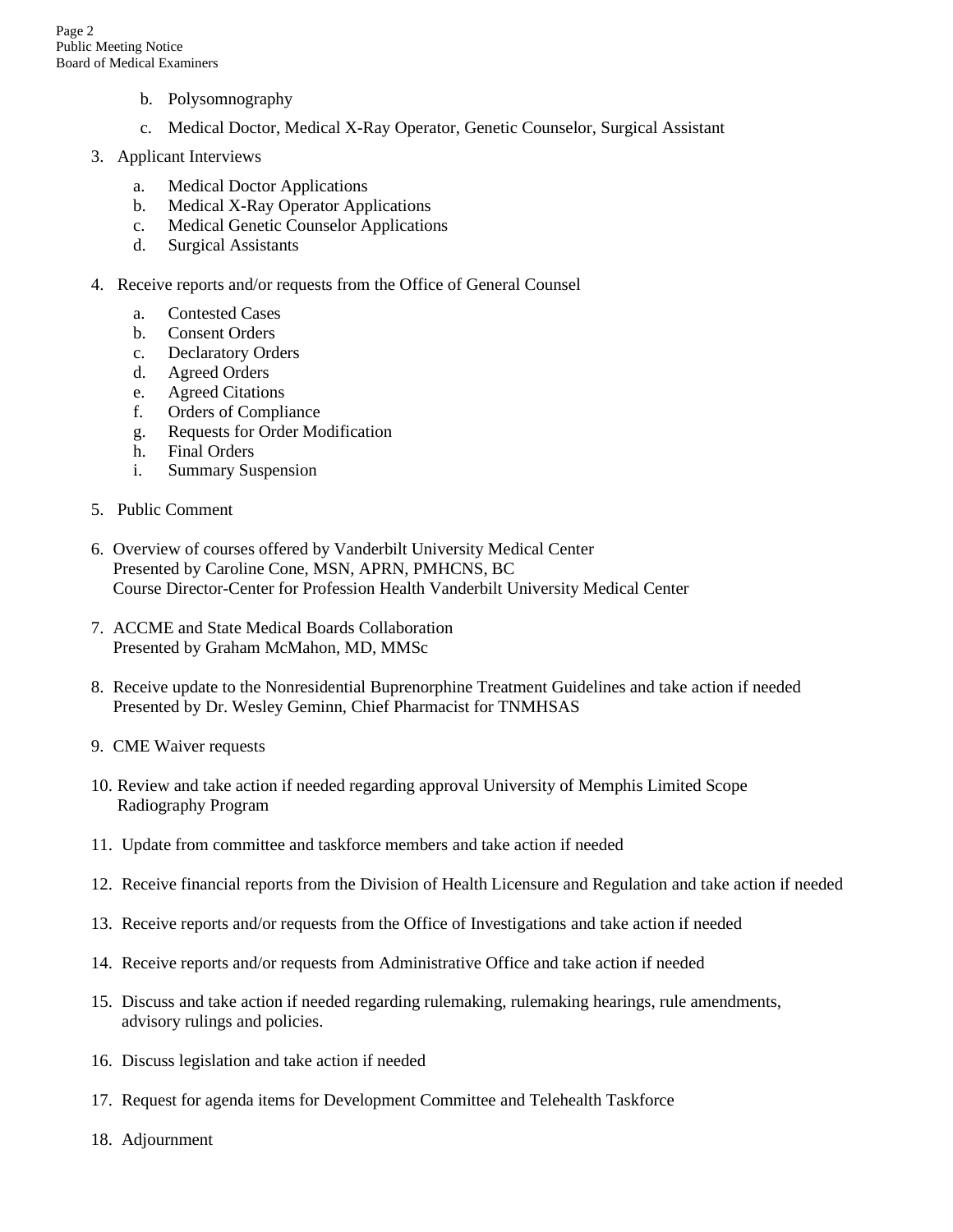b. Polysomnography

c. Medical Doctor, Medical X-Ray Operator, Genetic Counselor, Surgical Assistant

3. Applicant Interviews

   a. Medical Doctor Applications
   b. Medical X-Ray Operator Applications
   c. Medical Genetic Counselor Applications
   d. Surgical Assistants

4. Receive reports and/or requests from the Office of General Counsel

   a. Contested Cases
   b. Consent Orders
   c. Declaratory Orders
   d. Agreed Orders
   e. Agreed Citations
   f. Orders of Compliance
   g. Requests for Order Modification
   h. Final Orders
   i. Summary Suspension

5. Public Comment

6. Overview of courses offered by Vanderbilt University Medical Center
   Presented by Caroline Cone, MSN, APRN, PMHCNS, BC
   Course Director-Center for Profession Health Vanderbilt University Medical Center

7. ACCME and State Medical Boards Collaboration
   Presented by Graham McMahon, MD, MMSc

8. Receive update to the Nonresidential Buprenorphine Treatment Guidelines and take action if needed
   Presented by Dr. Wesley Geminn, Chief Pharmacist for TNMHSAS

9. CME Waiver requests

10. Review and take action if needed regarding approval University of Memphis Limited Scope Radiography Program

11. Update from committee and taskforce members and take action if needed

12. Receive financial reports from the Division of Health Licensure and Regulation and take action if needed

13. Receive reports and/or requests from the Office of Investigations and take action if needed

14. Receive reports and/or requests from Administrative Office and take action if needed

15. Discuss and take action if needed regarding rulemaking, rulemaking hearings, rule amendments, advisory rulings and policies.

16. Discuss legislation and take action if needed

17. Request for agenda items for Development Committee and Telehealth Taskforce

18. Adjournment